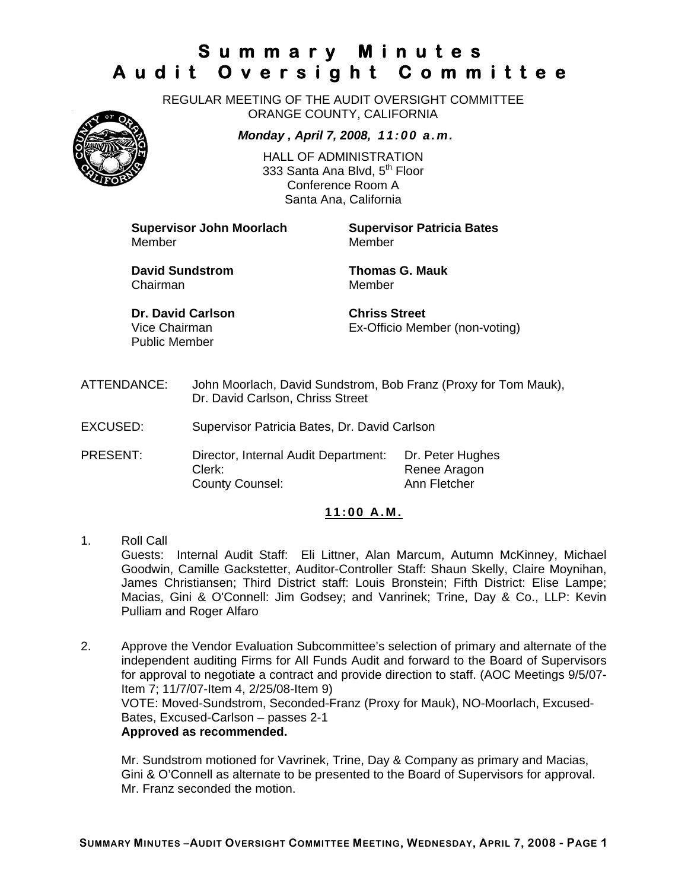# Summary Minutes Audit Oversight Committee

REGULAR MEETING OF THE AUDIT OVERSIGHT COMMITTEE
ORANGE COUNTY, CALIFORNIA

***Monday , April 7, 2008, 11:00 a.m.***

HALL OF ADMINISTRATION
333 Santa Ana Blvd, 5th Floor
Conference Room A
Santa Ana, California

| | |
|---|---|
| **Supervisor John Moorlach**<br>Member | **Supervisor Patricia Bates**<br>Member |
| **David Sundstrom**<br>Chairman | **Thomas G. Mauk**<br>Member |
| **Dr. David Carlson**<br>Vice Chairman<br>Public Member | **Chriss Street**<br>Ex-Officio Member (non-voting) |

ATTENDANCE: John Moorlach, David Sundstrom, Bob Franz (Proxy for Tom Mauk), Dr. David Carlson, Chriss Street

EXCUSED: Supervisor Patricia Bates, Dr. David Carlson

PRESENT:

| | | |
|---|---|---|
| | Director, Internal Audit Department: | Dr. Peter Hughes |
| | Clerk: | Renee Aragon |
| | County Counsel: | Ann Fletcher |

**11:00 A.M.**

1. Roll Call
   Guests: Internal Audit Staff: Eli Littner, Alan Marcum, Autumn McKinney, Michael Goodwin, Camille Gackstetter, Auditor-Controller Staff: Shaun Skelly, Claire Moynihan, James Christiansen; Third District staff: Louis Bronstein; Fifth District: Elise Lampe; Macias, Gini & O'Connell: Jim Godsey; and Vanrinek; Trine, Day & Co., LLP: Kevin Pulliam and Roger Alfaro

2. Approve the Vendor Evaluation Subcommittee's selection of primary and alternate of the independent auditing Firms for All Funds Audit and forward to the Board of Supervisors for approval to negotiate a contract and provide direction to staff. (AOC Meetings 9/5/07-Item 7; 11/7/07-Item 4, 2/25/08-Item 9)
   VOTE: Moved-Sundstrom, Seconded-Franz (Proxy for Mauk), NO-Moorlach, Excused-Bates, Excused-Carlson – passes 2-1
   **Approved as recommended.**

   Mr. Sundstrom motioned for Vavrinek, Trine, Day & Company as primary and Macias, Gini & O'Connell as alternate to be presented to the Board of Supervisors for approval. Mr. Franz seconded the motion.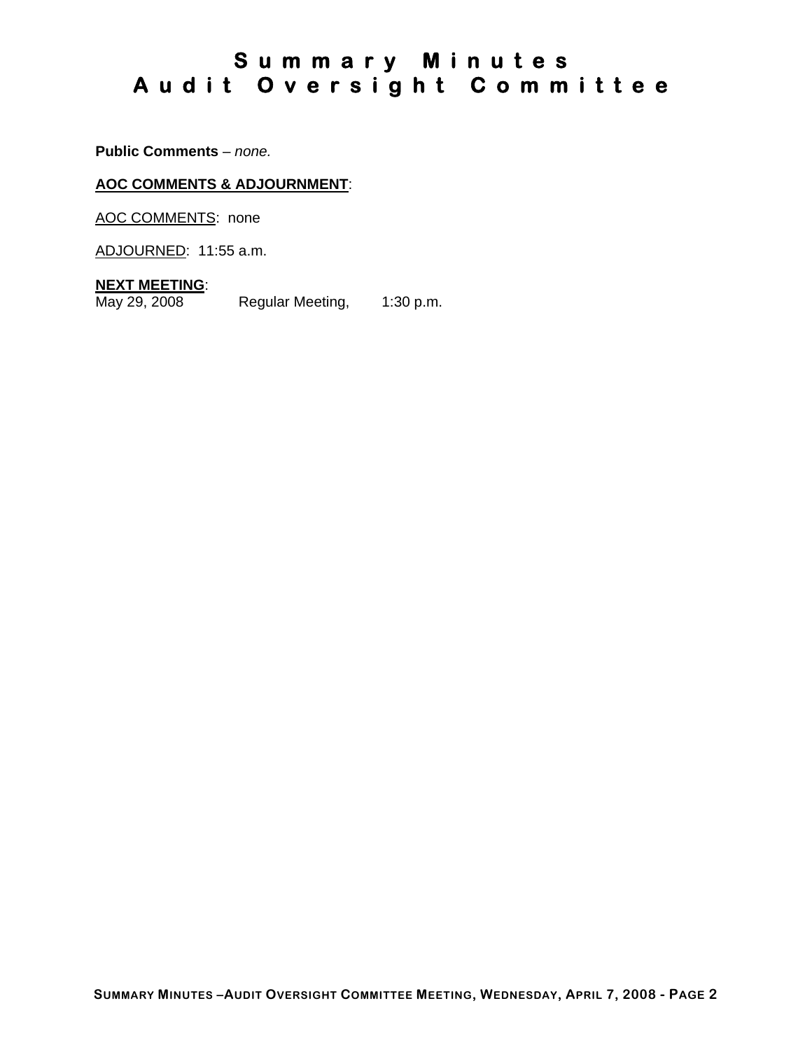# Summary Minutes
# Audit Oversight Committee

**Public Comments** – *none.*

**AOC COMMENTS & ADJOURNMENT**:

AOC COMMENTS: none

ADJOURNED: 11:55 a.m.

**NEXT MEETING**:
May 29, 2008 Regular Meeting, 1:30 p.m.